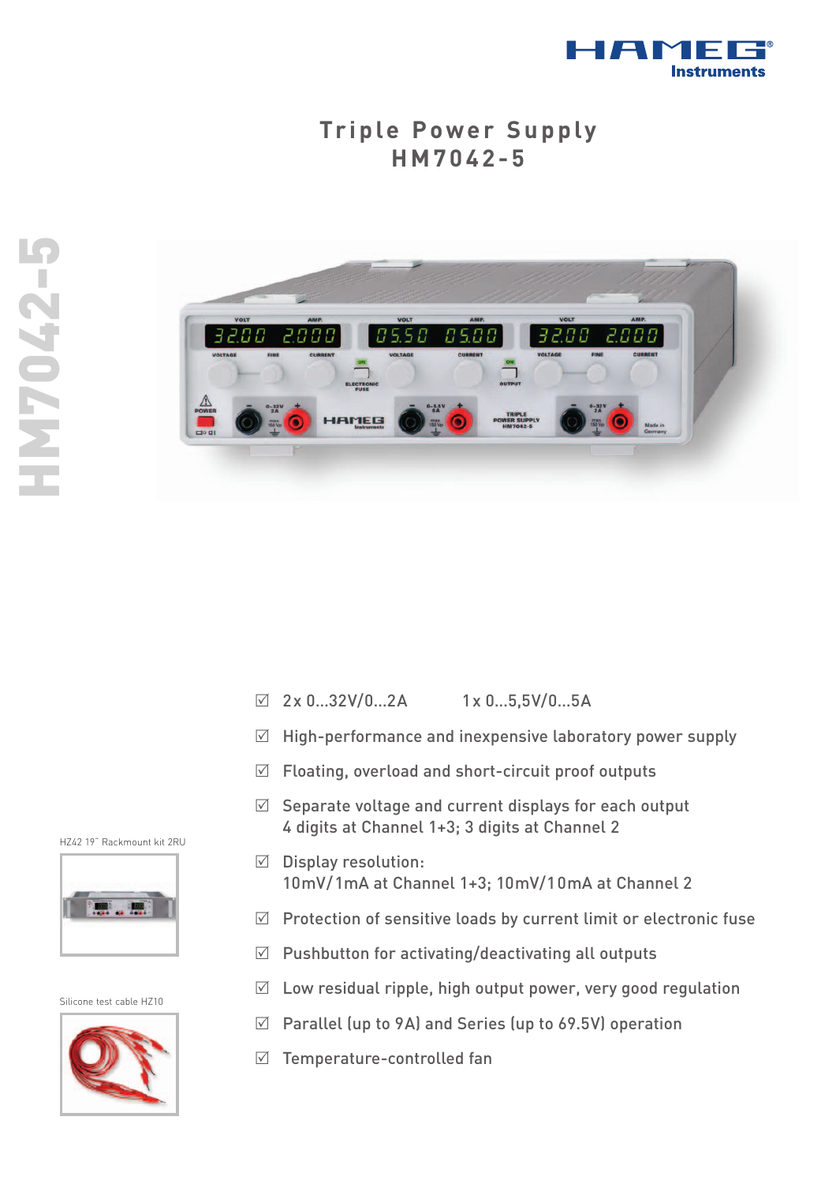HAMEG Instruments

# Triple Power Supply HM7042-5

HM7042-5

- ☑ 2x 0...32V/0...2A    1x 0...5,5V/0...5A
- ☑ High-performance and inexpensive laboratory power supply
- ☑ Floating, overload and short-circuit proof outputs
- ☑ Separate voltage and current displays for each output 4 digits at Channel 1+3; 3 digits at Channel 2
- ☑ Display resolution: 10mV/1mA at Channel 1+3; 10mV/10mA at Channel 2
- ☑ Protection of sensitive loads by current limit or electronic fuse
- ☑ Pushbutton for activating/deactivating all outputs
- ☑ Low residual ripple, high output power, very good regulation
- ☑ Parallel (up to 9A) and Series (up to 69.5V) operation
- ☑ Temperature-controlled fan

HZ42 19" Rackmount kit 2RU

Silicone test cable HZ10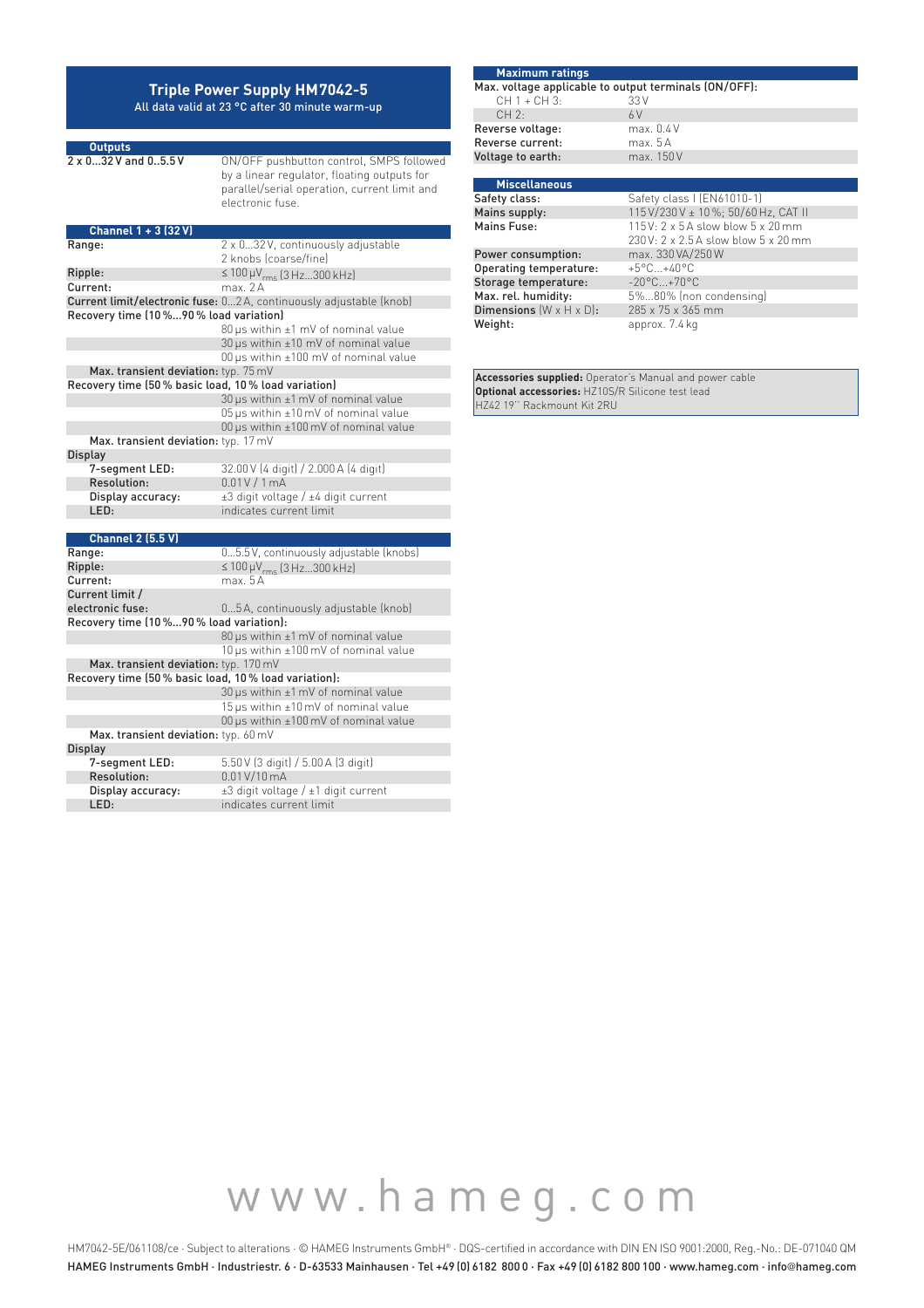# Triple Power Supply HM7042-5

All data valid at 23 °C after 30 minute warm-up

## Outputs

| | |
|---|---|
| 2 x 0...32 V and 0..5.5 V | ON/OFF pushbutton control, SMPS followed by a linear regulator, floating outputs for parallel/serial operation, current limit and electronic fuse. |

## Channel 1 + 3 (32 V)

| | |
|---|---|
| **Range:** | 2 x 0...32 V, continuously adjustable 2 knobs (coarse/fine) |
| **Ripple:** | ≤ 100 $\mu V_{rms}$ (3 Hz...300 kHz) |
| **Current:** | max. 2 A |
| **Current limit/electronic fuse:** | 0...2 A, continuously adjustable (knob) |
| **Recovery time (10 %...90 % load variation)** | |
| | 80 µs within ±1 mV of nominal value |
| | 30 µs within ±10 mV of nominal value |
| | 00 µs within ±100 mV of nominal value |
| **Max. transient deviation:** | typ. 75 mV |
| **Recovery time (50 % basic load, 10 % load variation)** | |
| | 30 µs within ±1 mV of nominal value |
| | 05 µs within ±10 mV of nominal value |
| | 00 µs within ±100 mV of nominal value |
| **Max. transient deviation:** | typ. 17 mV |
| **Display** | |
| **7-segment LED:** | 32.00 V (4 digit) / 2.000 A (4 digit) |
| **Resolution:** | 0.01 V / 1 mA |
| **Display accuracy:** | ±3 digit voltage / ±4 digit current |
| **LED:** | indicates current limit |

## Channel 2 (5.5 V)

| | |
|---|---|
| **Range:** | 0...5.5 V, continuously adjustable (knobs) |
| **Ripple:** | ≤ 100 $\mu V_{rms}$ (3 Hz...300 kHz) |
| **Current:** | max. 5 A |
| **Current limit / electronic fuse:** | 0...5 A, continuously adjustable (knob) |
| **Recovery time (10 %...90 % load variation):** | |
| | 80 µs within ±1 mV of nominal value |
| | 10 µs within ±100 mV of nominal value |
| **Max. transient deviation:** | typ. 170 mV |
| **Recovery time (50 % basic load, 10 % load variation):** | |
| | 30 µs within ±1 mV of nominal value |
| | 15 µs within ±10 mV of nominal value |
| | 00 µs within ±100 mV of nominal value |
| **Max. transient deviation:** | typ. 60 mV |
| **Display** | |
| **7-segment LED:** | 5.50 V (3 digit) / 5.00 A (3 digit) |
| **Resolution:** | 0.01 V/10 mA |
| **Display accuracy:** | ±3 digit voltage / ±1 digit current |
| **LED:** | indicates current limit |

## Maximum ratings

| | |
|---|---|
| **Max. voltage applicable to output terminals (ON/OFF):** | |
| CH 1 + CH 3: | 33 V |
| CH 2: | 6 V |
| **Reverse voltage:** | max. 0.4 V |
| **Reverse current:** | max. 5 A |
| **Voltage to earth:** | max. 150 V |

## Miscellaneous

| | |
|---|---|
| **Safety class:** | Safety class I (EN61010-1) |
| **Mains supply:** | 115 V/230 V ± 10 %; 50/60 Hz, CAT II |
| **Mains Fuse:** | 115 V: 2 x 5 A slow blow 5 x 20 mm<br>230 V: 2 x 2.5 A slow blow 5 x 20 mm |
| **Power consumption:** | max. 330 VA/250 W |
| **Operating temperature:** | +5 °C...+40 °C |
| **Storage temperature:** | -20 °C...+70 °C |
| **Max. rel. humidity:** | 5%...80% (non condensing) |
| **Dimensions** (W x H x D): | 285 x 75 x 365 mm |
| **Weight:** | approx. 7.4 kg |

**Accessories supplied:** Operator's Manual and power cable
**Optional accessories:** HZ10S/R Silicone test lead
HZ42 19'' Rackmount Kit 2RU

www.hameg.com

HM7042-5E/061108/ce · Subject to alterations · © HAMEG Instruments GmbH® · DQS-certified in accordance with DIN EN ISO 9001:2000, Reg.-No.: DE-071040 QM
HAMEG Instruments GmbH · Industriestr. 6 · D-63533 Mainhausen · Tel +49 (0) 6182 800 0 · Fax +49 (0) 6182 800 100 · www.hameg.com · info@hameg.com